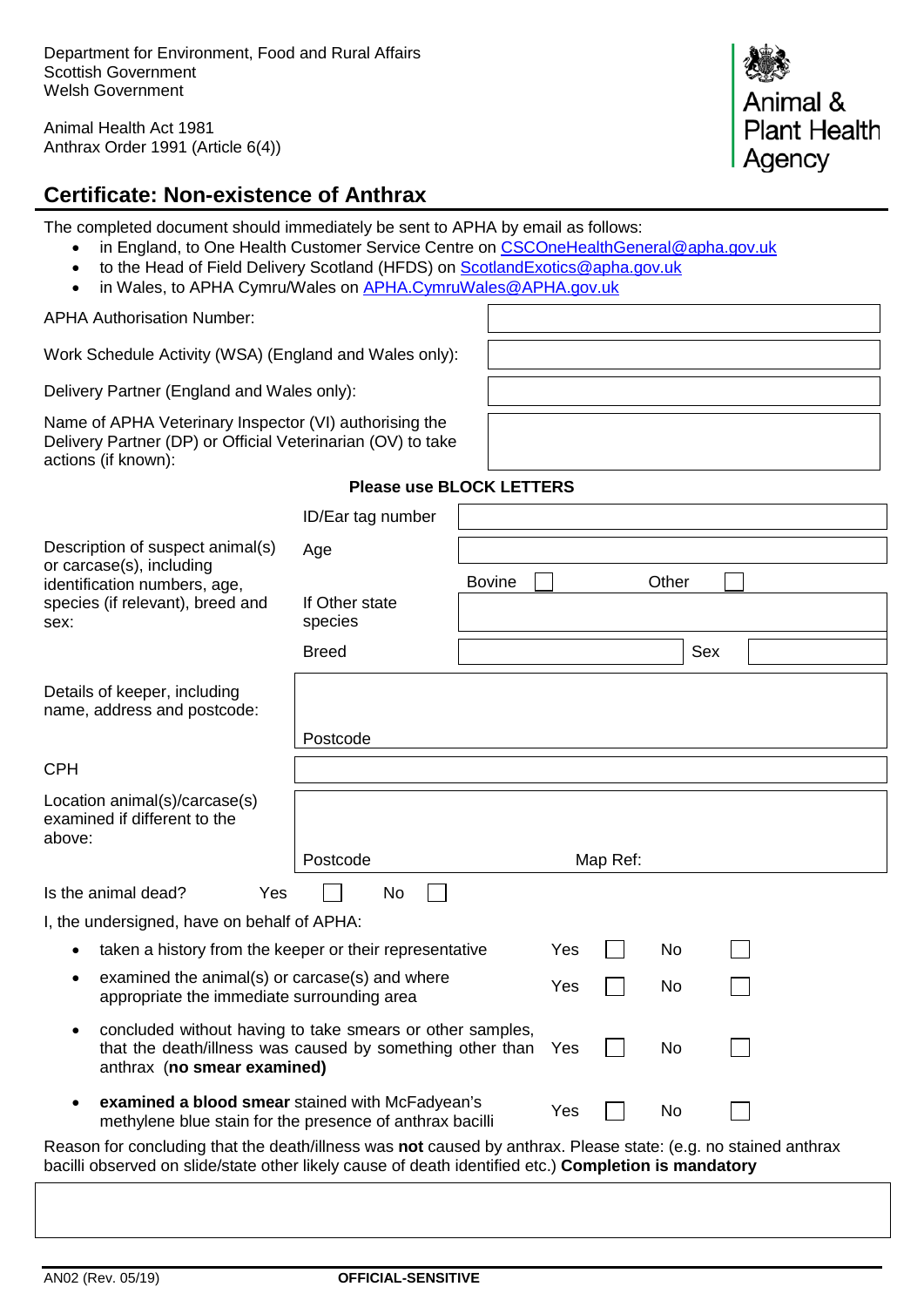Department for Environment, Food and Rural Affairs
Scottish Government
Welsh Government

Animal Health Act 1981
Anthrax Order 1991 (Article 6(4))

Animal & Plant Health Agency

## Certificate: Non-existence of Anthrax

The completed document should immediately be sent to APHA by email as follows:

- in England, to One Health Customer Service Centre on CSCOneHealthGeneral@apha.gov.uk
- to the Head of Field Delivery Scotland (HFDS) on ScotlandExotics@apha.gov.uk
- in Wales, to APHA Cymru/Wales on APHA.CymruWales@APHA.gov.uk

| | |
|---|---|
| APHA Authorisation Number: | |
| Work Schedule Activity (WSA) (England and Wales only): | |
| Delivery Partner (England and Wales only): | |
| Name of APHA Veterinary Inspector (VI) authorising the Delivery Partner (DP) or Official Veterinarian (OV) to take actions (if known): | |

**Please use BLOCK LETTERS**

| | | | | |
|---|---|---|---|---|
| Description of suspect animal(s) or carcase(s), including identification numbers, age, species (if relevant), breed and sex: | ID/Ear tag number | | | |
| | Age | | | |
| | | Bovine ☐ | Other ☐ | |
| | If Other state species | | | |
| | Breed | | Sex | |
| Details of keeper, including name, address and postcode: | Postcode | | | |
| CPH | | | | |
| Location animal(s)/carcase(s) examined if different to the above: | Postcode | | Map Ref: | |

Is the animal dead? Yes ☐ No ☐

I, the undersigned, have on behalf of APHA:

| | | |
|---|---|---|
| - taken a history from the keeper or their representative | Yes ☐ | No ☐ |
| - examined the animal(s) or carcase(s) and where appropriate the immediate surrounding area | Yes ☐ | No ☐ |
| - concluded without having to take smears or other samples, that the death/illness was caused by something other than anthrax (**no smear examined)** | Yes ☐ | No ☐ |
| - **examined a blood smear** stained with McFadyean's methylene blue stain for the presence of anthrax bacilli | Yes ☐ | No ☐ |

Reason for concluding that the death/illness was **not** caused by anthrax. Please state: (e.g. no stained anthrax bacilli observed on slide/state other likely cause of death identified etc.) **Completion is mandatory**

AN02 (Rev. 05/19) **OFFICIAL-SENSITIVE**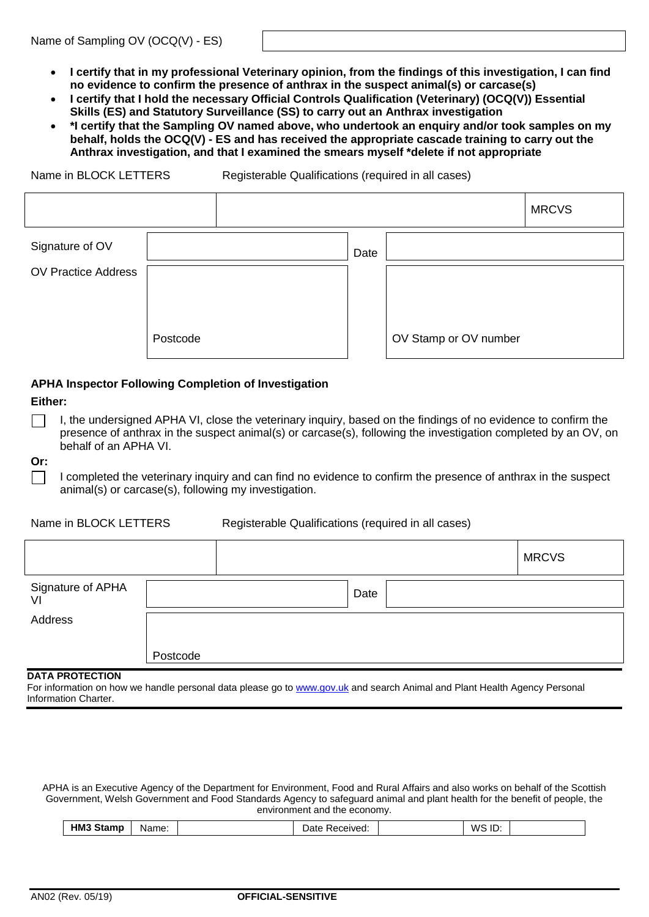| | |
|---|---|
| Name of Sampling OV (OCQ(V) - ES) | |

- **I certify that in my professional Veterinary opinion, from the findings of this investigation, I can find no evidence to confirm the presence of anthrax in the suspect animal(s) or carcase(s)**
- **I certify that I hold the necessary Official Controls Qualification (Veterinary) (OCQ(V)) Essential Skills (ES) and Statutory Surveillance (SS) to carry out an Anthrax investigation**
- **\*I certify that the Sampling OV named above, who undertook an enquiry and/or took samples on my behalf, holds the OCQ(V) - ES and has received the appropriate cascade training to carry out the Anthrax investigation, and that I examined the smears myself \*delete if not appropriate**

| Name in BLOCK LETTERS | Registerable Qualifications (required in all cases) | |
|---|---|---|
| | | MRCVS |

| | | | |
|---|---|---|---|
| Signature of OV | | Date | |
| OV Practice Address | Postcode | | OV Stamp or OV number |

**APHA Inspector Following Completion of Investigation**

**Either:**

☐ I, the undersigned APHA VI, close the veterinary inquiry, based on the findings of no evidence to confirm the presence of anthrax in the suspect animal(s) or carcase(s), following the investigation completed by an OV, on behalf of an APHA VI.

**Or:**

☐ I completed the veterinary inquiry and can find no evidence to confirm the presence of anthrax in the suspect animal(s) or carcase(s), following my investigation.

| Name in BLOCK LETTERS | Registerable Qualifications (required in all cases) | |
|---|---|---|
| | | MRCVS |

| | | | |
|---|---|---|---|
| Signature of APHA VI | | Date | |
| Address | Postcode | | |

**DATA PROTECTION**

For information on how we handle personal data please go to www.gov.uk and search Animal and Plant Health Agency Personal Information Charter.

APHA is an Executive Agency of the Department for Environment, Food and Rural Affairs and also works on behalf of the Scottish Government, Welsh Government and Food Standards Agency to safeguard animal and plant health for the benefit of people, the environment and the economy.

| **HM3 Stamp** | Name: | | Date Received: | | WS ID: | |
|---|---|---|---|---|---|---|

AN02 (Rev. 05/19) **OFFICIAL-SENSITIVE**